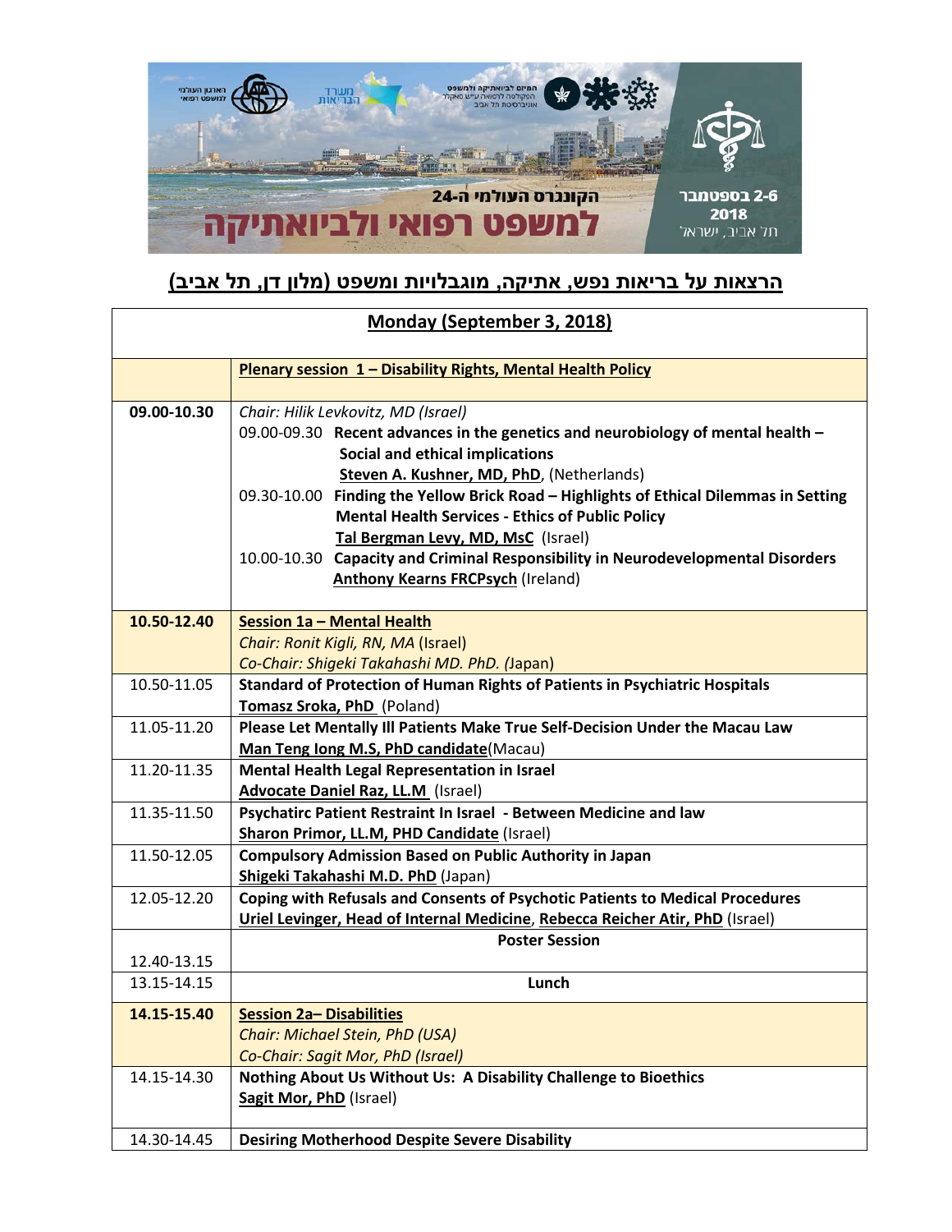הארגון העולמי למשפט רפואי

משרד הבריאות

המיזם לביואתיקה ולמשפט, הפקולטה לרפואה ע"ש סאקלר, אוניברסיטת תל אביב

הקונגרס העולמי ה-24

# למשפט רפואי ולביואתיקה

2-6 בספטמבר 2018

תל אביב, ישראל

## הרצאות על בריאות נפש, אתיקה, מוגבלויות ומשפט (מלון דן, תל אביב)

| Monday (September 3, 2018) | |
|---|---|
| | **Plenary session 1 – Disability Rights, Mental Health Policy** |
| **09.00-10.30** | *Chair: Hilik Levkovitz, MD (Israel)*<br>09.00-09.30 **Recent advances in the genetics and neurobiology of mental health – Social and ethical implications**<br>**Steven A. Kushner, MD, PhD**, (Netherlands)<br>09.30-10.00 **Finding the Yellow Brick Road – Highlights of Ethical Dilemmas in Setting Mental Health Services - Ethics of Public Policy**<br>**Tal Bergman Levy, MD, MsC** (Israel)<br>10.00-10.30 **Capacity and Criminal Responsibility in Neurodevelopmental Disorders**<br>**Anthony Kearns FRCPsych** (Ireland) |
| **10.50-12.40** | **Session 1a – Mental Health**<br>*Chair: Ronit Kigli, RN, MA* (Israel)<br>*Co-Chair: Shigeki Takahashi MD. PhD.* (Japan) |
| 10.50-11.05 | **Standard of Protection of Human Rights of Patients in Psychiatric Hospitals**<br>**Tomasz Sroka, PhD** (Poland) |
| 11.05-11.20 | **Please Let Mentally Ill Patients Make True Self-Decision Under the Macau Law**<br>**Man Teng Iong M.S, PhD candidate**(Macau) |
| 11.20-11.35 | **Mental Health Legal Representation in Israel**<br>**Advocate Daniel Raz, LL.M** (Israel) |
| 11.35-11.50 | **Psychatirc Patient Restraint In Israel - Between Medicine and law**<br>**Sharon Primor, LL.M, PHD Candidate** (Israel) |
| 11.50-12.05 | **Compulsory Admission Based on Public Authority in Japan**<br>**Shigeki Takahashi M.D. PhD** (Japan) |
| 12.05-12.20 | **Coping with Refusals and Consents of Psychotic Patients to Medical Procedures**<br>**Uriel Levinger, Head of Internal Medicine**, **Rebecca Reicher Atir, PhD** (Israel) |
| 12.40-13.15 | **Poster Session** |
| 13.15-14.15 | **Lunch** |
| **14.15-15.40** | **Session 2a– Disabilities**<br>*Chair: Michael Stein, PhD (USA)*<br>*Co-Chair: Sagit Mor, PhD (Israel)* |
| 14.15-14.30 | **Nothing About Us Without Us: A Disability Challenge to Bioethics**<br>**Sagit Mor, PhD** (Israel) |
| 14.30-14.45 | **Desiring Motherhood Despite Severe Disability** |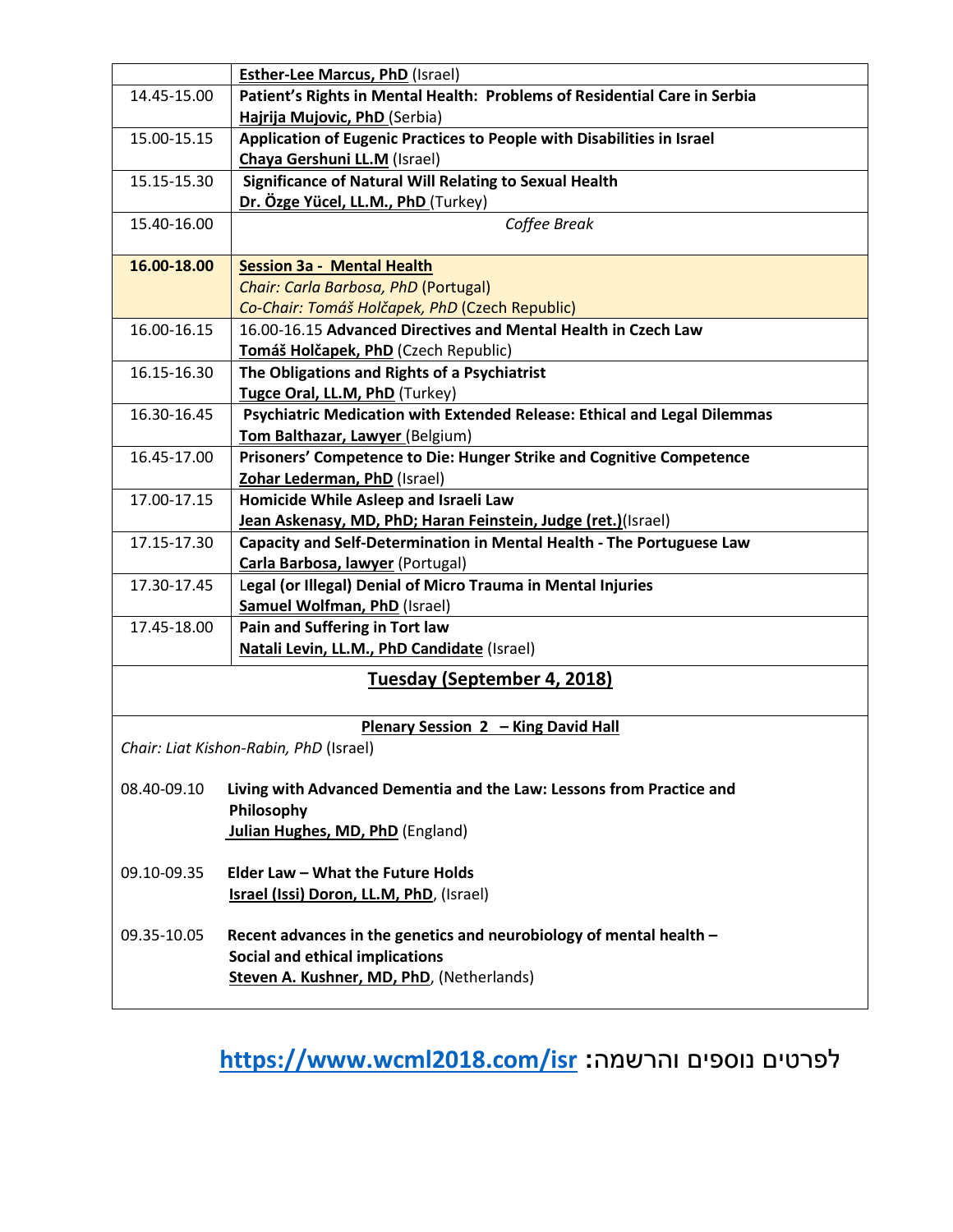| | |
|---|---|
| | **Esther-Lee Marcus, PhD** (Israel) |
| 14.45-15.00 | **Patient's Rights in Mental Health: Problems of Residential Care in Serbia** **Hajrija Mujovic, PhD** (Serbia) |
| 15.00-15.15 | **Application of Eugenic Practices to People with Disabilities in Israel** **Chaya Gershuni LL.M** (Israel) |
| 15.15-15.30 | **Significance of Natural Will Relating to Sexual Health** **Dr. Özge Yücel, LL.M., PhD** (Turkey) |
| 15.40-16.00 | *Coffee Break* |
| **16.00-18.00** | **Session 3a - Mental Health** *Chair: Carla Barbosa, PhD* (Portugal) *Co-Chair: Tomáš Holčapek, PhD* (Czech Republic) |
| 16.00-16.15 | 16.00-16.15 **Advanced Directives and Mental Health in Czech Law** **Tomáš Holčapek, PhD** (Czech Republic) |
| 16.15-16.30 | **The Obligations and Rights of a Psychiatrist** **Tugce Oral, LL.M, PhD** (Turkey) |
| 16.30-16.45 | **Psychiatric Medication with Extended Release: Ethical and Legal Dilemmas** **Tom Balthazar, Lawyer** (Belgium) |
| 16.45-17.00 | **Prisoners' Competence to Die: Hunger Strike and Cognitive Competence** **Zohar Lederman, PhD** (Israel) |
| 17.00-17.15 | **Homicide While Asleep and Israeli Law** **Jean Askenasy, MD, PhD; Haran Feinstein, Judge (ret.)**(Israel) |
| 17.15-17.30 | **Capacity and Self-Determination in Mental Health - The Portuguese Law** **Carla Barbosa, lawyer** (Portugal) |
| 17.30-17.45 | **Legal (or Illegal) Denial of Micro Trauma in Mental Injuries** **Samuel Wolfman, PhD** (Israel) |
| 17.45-18.00 | **Pain and Suffering in Tort law** **Natali Levin, LL.M., PhD Candidate** (Israel) |

## Tuesday (September 4, 2018)

**Plenary Session 2 – King David Hall**

*Chair: Liat Kishon-Rabin, PhD* (Israel)

08.40-09.10 **Living with Advanced Dementia and the Law: Lessons from Practice and Philosophy**
**Julian Hughes, MD, PhD** (England)

09.10-09.35 **Elder Law – What the Future Holds**
**Israel (Issi) Doron, LL.M, PhD**, (Israel)

09.35-10.05 **Recent advances in the genetics and neurobiology of mental health – Social and ethical implications**
**Steven A. Kushner, MD, PhD**, (Netherlands)

לפרטים נוספים והרשמה: **https://www.wcml2018.com/isr**